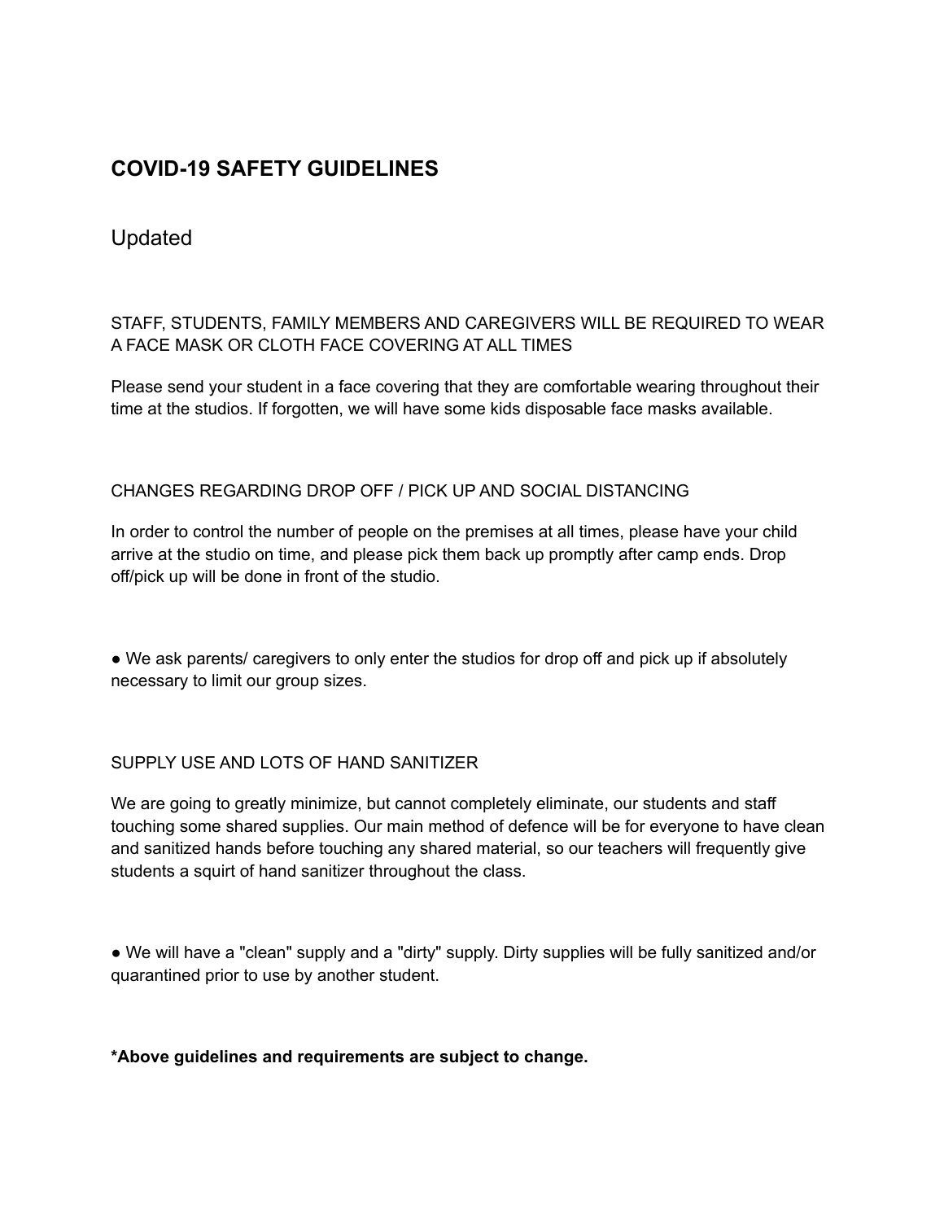# COVID-19 SAFETY GUIDELINES

Updated

STAFF, STUDENTS, FAMILY MEMBERS AND CAREGIVERS WILL BE REQUIRED TO WEAR A FACE MASK OR CLOTH FACE COVERING AT ALL TIMES

Please send your student in a face covering that they are comfortable wearing throughout their time at the studios. If forgotten, we will have some kids disposable face masks available.

CHANGES REGARDING DROP OFF / PICK UP AND SOCIAL DISTANCING

In order to control the number of people on the premises at all times, please have your child arrive at the studio on time, and please pick them back up promptly after camp ends. Drop off/pick up will be done in front of the studio.

- We ask parents/ caregivers to only enter the studios for drop off and pick up if absolutely necessary to limit our group sizes.

SUPPLY USE AND LOTS OF HAND SANITIZER

We are going to greatly minimize, but cannot completely eliminate, our students and staff touching some shared supplies. Our main method of defence will be for everyone to have clean and sanitized hands before touching any shared material, so our teachers will frequently give students a squirt of hand sanitizer throughout the class.

- We will have a "clean" supply and a "dirty" supply. Dirty supplies will be fully sanitized and/or quarantined prior to use by another student.

**\*Above guidelines and requirements are subject to change.**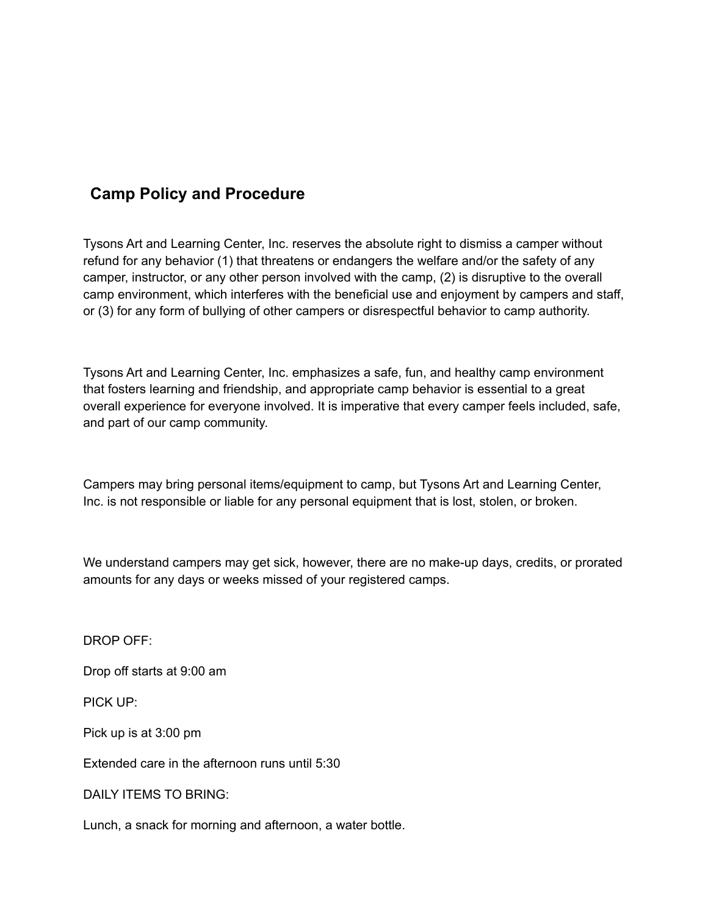## Camp Policy and Procedure

Tysons Art and Learning Center, Inc. reserves the absolute right to dismiss a camper without refund for any behavior (1) that threatens or endangers the welfare and/or the safety of any camper, instructor, or any other person involved with the camp, (2) is disruptive to the overall camp environment, which interferes with the beneficial use and enjoyment by campers and staff, or (3) for any form of bullying of other campers or disrespectful behavior to camp authority.

Tysons Art and Learning Center, Inc. emphasizes a safe, fun, and healthy camp environment that fosters learning and friendship, and appropriate camp behavior is essential to a great overall experience for everyone involved. It is imperative that every camper feels included, safe, and part of our camp community.

Campers may bring personal items/equipment to camp, but Tysons Art and Learning Center, Inc. is not responsible or liable for any personal equipment that is lost, stolen, or broken.

We understand campers may get sick, however, there are no make-up days, credits, or prorated amounts for any days or weeks missed of your registered camps.

DROP OFF:

Drop off starts at 9:00 am

PICK UP:

Pick up is at 3:00 pm

Extended care in the afternoon runs until 5:30

DAILY ITEMS TO BRING:

Lunch, a snack for morning and afternoon, a water bottle.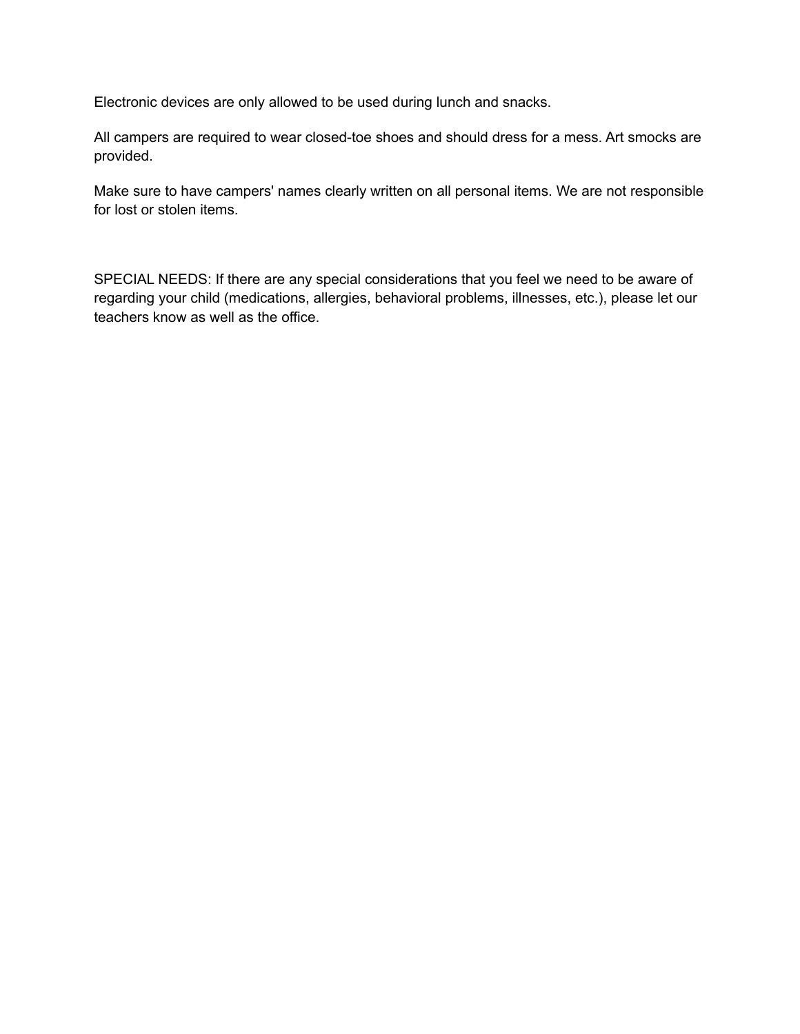Electronic devices are only allowed to be used during lunch and snacks.

All campers are required to wear closed-toe shoes and should dress for a mess. Art smocks are provided.

Make sure to have campers' names clearly written on all personal items. We are not responsible for lost or stolen items.

SPECIAL NEEDS: If there are any special considerations that you feel we need to be aware of regarding your child (medications, allergies, behavioral problems, illnesses, etc.), please let our teachers know as well as the office.